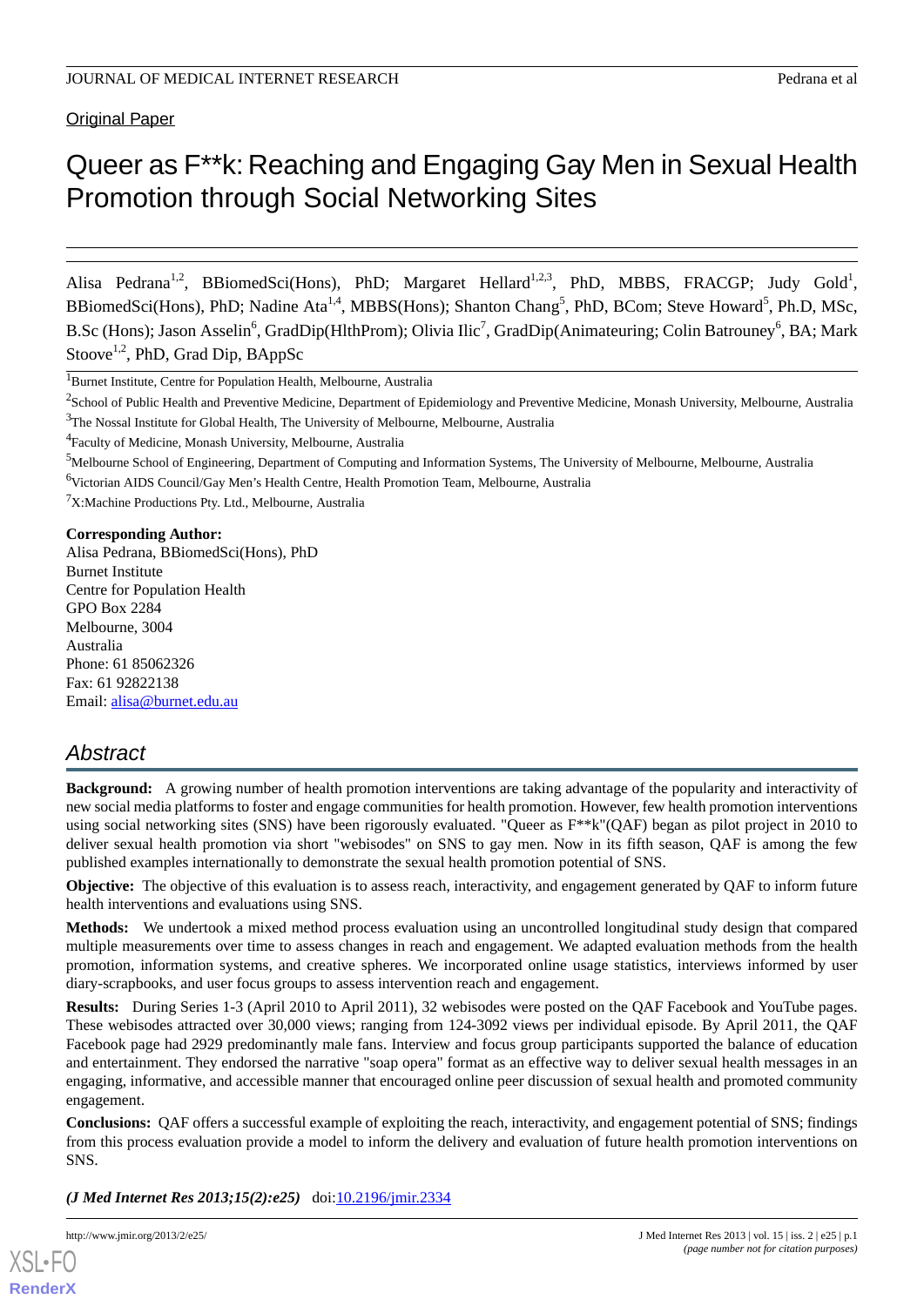Original Paper

# Queer as F**k: Reaching and Engaging Gay Men in Sexual Health Promotion through Social Networking Sites

Alisa Pedrana[1,2], BBiomedSci(Hons), PhD; Margaret Hellard[1,2,3], PhD, MBBS, FRACGP; Judy Gold[1], BBiomedSci(Hons), PhD; Nadine Ata[1,4], MBBS(Hons); Shanton Chang[5], PhD, BCom; Steve Howard[5], Ph.D, MSc, B.Sc (Hons); Jason Asselin[6], GradDip(HlthProm); Olivia Ilic[7], GradDip(Animateuring; Colin Batrouney[6], BA; Mark Stoove[1,2], PhD, Grad Dip, BAppSc

[1]Burnet Institute, Centre for Population Health, Melbourne, Australia

[2]School of Public Health and Preventive Medicine, Department of Epidemiology and Preventive Medicine, Monash University, Melbourne, Australia

[3]The Nossal Institute for Global Health, The University of Melbourne, Melbourne, Australia

[4]Faculty of Medicine, Monash University, Melbourne, Australia

[5]Melbourne School of Engineering, Department of Computing and Information Systems, The University of Melbourne, Melbourne, Australia

[6]Victorian AIDS Council/Gay Men's Health Centre, Health Promotion Team, Melbourne, Australia

[7]X:Machine Productions Pty. Ltd., Melbourne, Australia

**Corresponding Author:**
Alisa Pedrana, BBiomedSci(Hons), PhD
Burnet Institute
Centre for Population Health
GPO Box 2284
Melbourne, 3004
Australia
Phone: 61 85062326
Fax: 61 92822138
Email: alisa@burnet.edu.au

## Abstract

**Background:** A growing number of health promotion interventions are taking advantage of the popularity and interactivity of new social media platforms to foster and engage communities for health promotion. However, few health promotion interventions using social networking sites (SNS) have been rigorously evaluated. "Queer as F**k"(QAF) began as pilot project in 2010 to deliver sexual health promotion via short "webisodes" on SNS to gay men. Now in its fifth season, QAF is among the few published examples internationally to demonstrate the sexual health promotion potential of SNS.

**Objective:** The objective of this evaluation is to assess reach, interactivity, and engagement generated by QAF to inform future health interventions and evaluations using SNS.

**Methods:** We undertook a mixed method process evaluation using an uncontrolled longitudinal study design that compared multiple measurements over time to assess changes in reach and engagement. We adapted evaluation methods from the health promotion, information systems, and creative spheres. We incorporated online usage statistics, interviews informed by user diary-scrapbooks, and user focus groups to assess intervention reach and engagement.

**Results:** During Series 1-3 (April 2010 to April 2011), 32 webisodes were posted on the QAF Facebook and YouTube pages. These webisodes attracted over 30,000 views; ranging from 124-3092 views per individual episode. By April 2011, the QAF Facebook page had 2929 predominantly male fans. Interview and focus group participants supported the balance of education and entertainment. They endorsed the narrative "soap opera" format as an effective way to deliver sexual health messages in an engaging, informative, and accessible manner that encouraged online peer discussion of sexual health and promoted community engagement.

**Conclusions:** QAF offers a successful example of exploiting the reach, interactivity, and engagement potential of SNS; findings from this process evaluation provide a model to inform the delivery and evaluation of future health promotion interventions on SNS.

***(J Med Internet Res 2013;15(2):e25)*** doi:10.2196/jmir.2334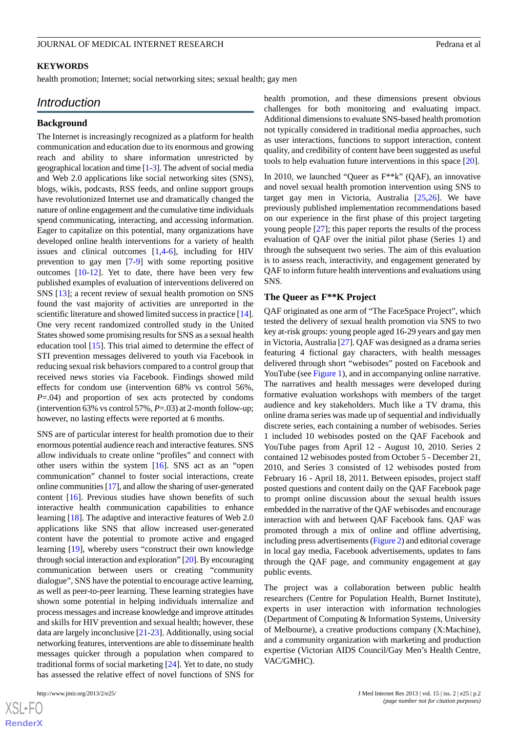**KEYWORDS**

health promotion; Internet; social networking sites; sexual health; gay men

## Introduction

### Background

The Internet is increasingly recognized as a platform for health communication and education due to its enormous and growing reach and ability to share information unrestricted by geographical location and time [1-3]. The advent of social media and Web 2.0 applications like social networking sites (SNS), blogs, wikis, podcasts, RSS feeds, and online support groups have revolutionized Internet use and dramatically changed the nature of online engagement and the cumulative time individuals spend communicating, interacting, and accessing information. Eager to capitalize on this potential, many organizations have developed online health interventions for a variety of health issues and clinical outcomes [1,4-6], including for HIV prevention to gay men [7-9] with some reporting positive outcomes [10-12]. Yet to date, there have been very few published examples of evaluation of interventions delivered on SNS [13]; a recent review of sexual health promotion on SNS found the vast majority of activities are unreported in the scientific literature and showed limited success in practice [14]. One very recent randomized controlled study in the United States showed some promising results for SNS as a sexual health education tool [15]. This trial aimed to determine the effect of STI prevention messages delivered to youth via Facebook in reducing sexual risk behaviors compared to a control group that received news stories via Facebook. Findings showed mild effects for condom use (intervention 68% vs control 56%, $P$=.04) and proportion of sex acts protected by condoms (intervention 63% vs control 57%, $P$=.03) at 2-month follow-up; however, no lasting effects were reported at 6 months.

SNS are of particular interest for health promotion due to their enormous potential audience reach and interactive features. SNS allow individuals to create online "profiles" and connect with other users within the system [16]. SNS act as an "open communication" channel to foster social interactions, create online communities [17], and allow the sharing of user-generated content [16]. Previous studies have shown benefits of such interactive health communication capabilities to enhance learning [18]. The adaptive and interactive features of Web 2.0 applications like SNS that allow increased user-generated content have the potential to promote active and engaged learning [19], whereby users "construct their own knowledge through social interaction and exploration" [20]. By encouraging communication between users or creating "community dialogue", SNS have the potential to encourage active learning, as well as peer-to-peer learning. These learning strategies have shown some potential in helping individuals internalize and process messages and increase knowledge and improve attitudes and skills for HIV prevention and sexual health; however, these data are largely inconclusive [21-23]. Additionally, using social networking features, interventions are able to disseminate health messages quicker through a population when compared to traditional forms of social marketing [24]. Yet to date, no study has assessed the relative effect of novel functions of SNS for health promotion, and these dimensions present obvious challenges for both monitoring and evaluating impact. Additional dimensions to evaluate SNS-based health promotion not typically considered in traditional media approaches, such as user interactions, functions to support user interaction, content quality, and credibility of content have been suggested as useful tools to help evaluation future interventions in this space [20].

In 2010, we launched "Queer as F**k" (QAF), an innovative and novel sexual health promotion intervention using SNS to target gay men in Victoria, Australia [25,26]. We have previously published implementation recommendations based on our experience in the first phase of this project targeting young people [27]; this paper reports the results of the process evaluation of QAF over the initial pilot phase (Series 1) and through the subsequent two series. The aim of this evaluation is to assess reach, interactivity, and engagement generated by QAF to inform future health interventions and evaluations using SNS.

### The Queer as F**K Project

QAF originated as one arm of "The FaceSpace Project", which tested the delivery of sexual health promotion via SNS to two key at-risk groups: young people aged 16-29 years and gay men in Victoria, Australia [27]. QAF was designed as a drama series featuring 4 fictional gay characters, with health messages delivered through short "webisodes" posted on Facebook and YouTube (see Figure 1), and in accompanying online narrative. The narratives and health messages were developed during formative evaluation workshops with members of the target audience and key stakeholders. Much like a TV drama, this online drama series was made up of sequential and individually discrete series, each containing a number of webisodes. Series 1 included 10 webisodes posted on the QAF Facebook and YouTube pages from April 12 - August 10, 2010. Series 2 contained 12 webisodes posted from October 5 - December 21, 2010, and Series 3 consisted of 12 webisodes posted from February 16 - April 18, 2011. Between episodes, project staff posted questions and content daily on the QAF Facebook page to prompt online discussion about the sexual health issues embedded in the narrative of the QAF webisodes and encourage interaction with and between QAF Facebook fans. QAF was promoted through a mix of online and offline advertising, including press advertisements (Figure 2) and editorial coverage in local gay media, Facebook advertisements, updates to fans through the QAF page, and community engagement at gay public events.

The project was a collaboration between public health researchers (Centre for Population Health, Burnet Institute), experts in user interaction with information technologies (Department of Computing & Information Systems, University of Melbourne), a creative productions company (X:Machine), and a community organization with marketing and production expertise (Victorian AIDS Council/Gay Men's Health Centre, VAC/GMHC).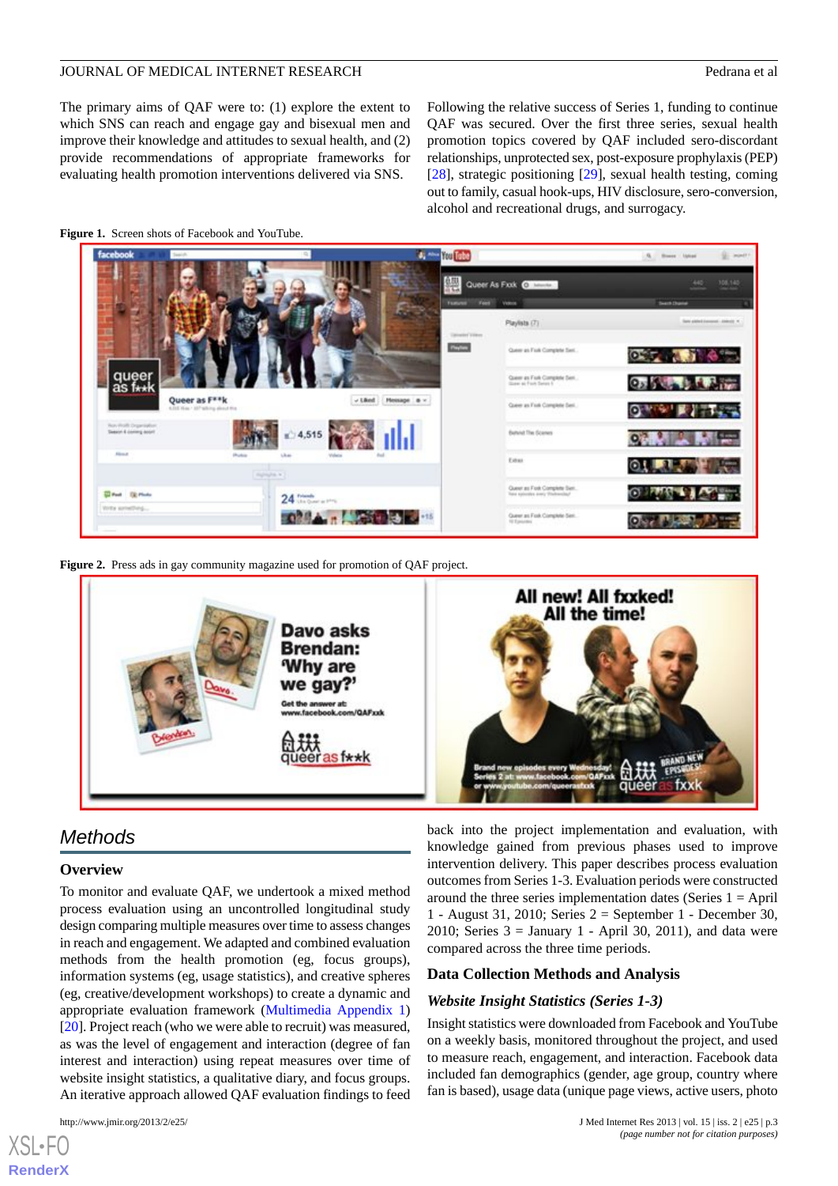The primary aims of QAF were to: (1) explore the extent to which SNS can reach and engage gay and bisexual men and improve their knowledge and attitudes to sexual health, and (2) provide recommendations of appropriate frameworks for evaluating health promotion interventions delivered via SNS.

Following the relative success of Series 1, funding to continue QAF was secured. Over the first three series, sexual health promotion topics covered by QAF included sero-discordant relationships, unprotected sex, post-exposure prophylaxis (PEP) [28], strategic positioning [29], sexual health testing, coming out to family, casual hook-ups, HIV disclosure, sero-conversion, alcohol and recreational drugs, and surrogacy.

**Figure 1.** Screen shots of Facebook and YouTube.

**Figure 2.** Press ads in gay community magazine used for promotion of QAF project.

## Methods

### Overview

To monitor and evaluate QAF, we undertook a mixed method process evaluation using an uncontrolled longitudinal study design comparing multiple measures over time to assess changes in reach and engagement. We adapted and combined evaluation methods from the health promotion (eg, focus groups), information systems (eg, usage statistics), and creative spheres (eg, creative/development workshops) to create a dynamic and appropriate evaluation framework (Multimedia Appendix 1) [20]. Project reach (who we were able to recruit) was measured, as was the level of engagement and interaction (degree of fan interest and interaction) using repeat measures over time of website insight statistics, a qualitative diary, and focus groups. An iterative approach allowed QAF evaluation findings to feed back into the project implementation and evaluation, with knowledge gained from previous phases used to improve intervention delivery. This paper describes process evaluation outcomes from Series 1-3. Evaluation periods were constructed around the three series implementation dates (Series 1 = April 1 - August 31, 2010; Series 2 = September 1 - December 30, 2010; Series 3 = January 1 - April 30, 2011), and data were compared across the three time periods.

### Data Collection Methods and Analysis

#### *Website Insight Statistics (Series 1-3)*

Insight statistics were downloaded from Facebook and YouTube on a weekly basis, monitored throughout the project, and used to measure reach, engagement, and interaction. Facebook data included fan demographics (gender, age group, country where fan is based), usage data (unique page views, active users, photo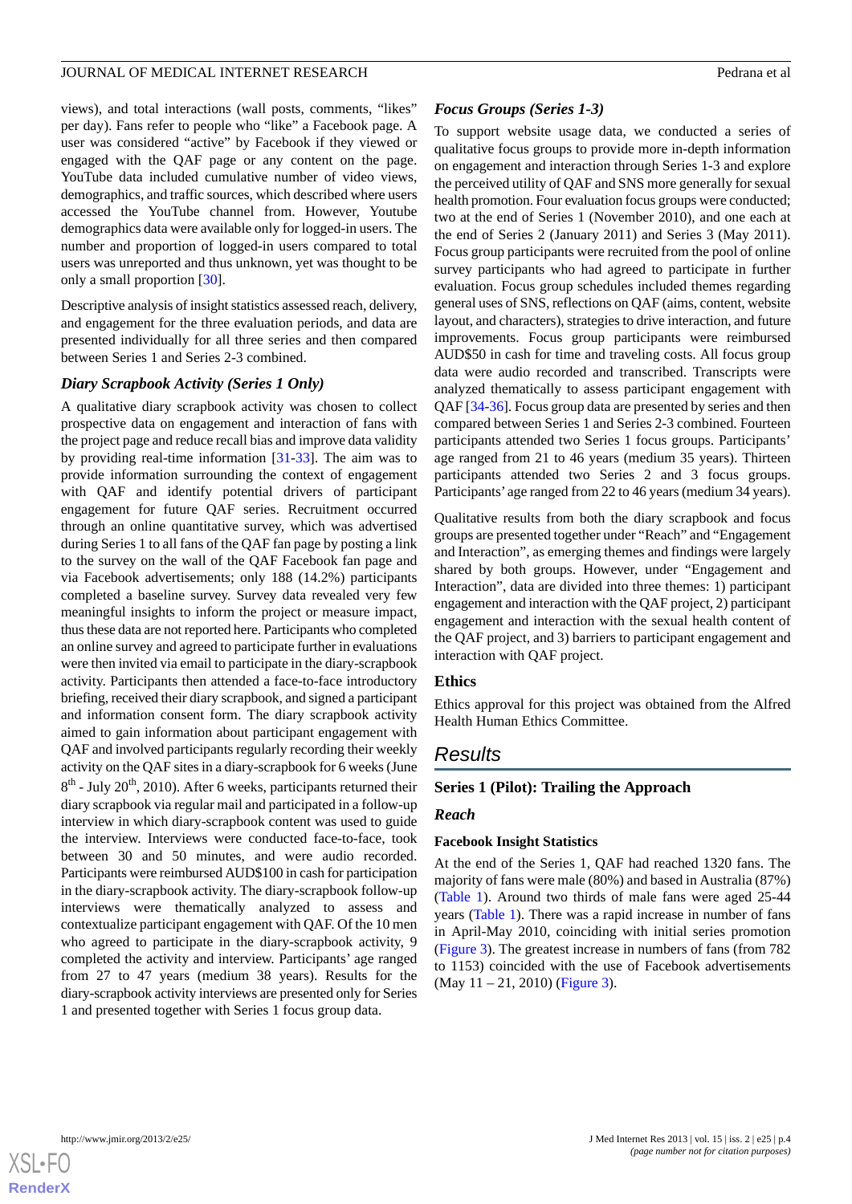views), and total interactions (wall posts, comments, "likes" per day). Fans refer to people who "like" a Facebook page. A user was considered "active" by Facebook if they viewed or engaged with the QAF page or any content on the page. YouTube data included cumulative number of video views, demographics, and traffic sources, which described where users accessed the YouTube channel from. However, Youtube demographics data were available only for logged-in users. The number and proportion of logged-in users compared to total users was unreported and thus unknown, yet was thought to be only a small proportion [30].

Descriptive analysis of insight statistics assessed reach, delivery, and engagement for the three evaluation periods, and data are presented individually for all three series and then compared between Series 1 and Series 2-3 combined.

### *Diary Scrapbook Activity (Series 1 Only)*

A qualitative diary scrapbook activity was chosen to collect prospective data on engagement and interaction of fans with the project page and reduce recall bias and improve data validity by providing real-time information [31-33]. The aim was to provide information surrounding the context of engagement with QAF and identify potential drivers of participant engagement for future QAF series. Recruitment occurred through an online quantitative survey, which was advertised during Series 1 to all fans of the QAF fan page by posting a link to the survey on the wall of the QAF Facebook fan page and via Facebook advertisements; only 188 (14.2%) participants completed a baseline survey. Survey data revealed very few meaningful insights to inform the project or measure impact, thus these data are not reported here. Participants who completed an online survey and agreed to participate further in evaluations were then invited via email to participate in the diary-scrapbook activity. Participants then attended a face-to-face introductory briefing, received their diary scrapbook, and signed a participant and information consent form. The diary scrapbook activity aimed to gain information about participant engagement with QAF and involved participants regularly recording their weekly activity on the QAF sites in a diary-scrapbook for 6 weeks (June 8th - July 20th, 2010). After 6 weeks, participants returned their diary scrapbook via regular mail and participated in a follow-up interview in which diary-scrapbook content was used to guide the interview. Interviews were conducted face-to-face, took between 30 and 50 minutes, and were audio recorded. Participants were reimbursed AUD$100 in cash for participation in the diary-scrapbook activity. The diary-scrapbook follow-up interviews were thematically analyzed to assess and contextualize participant engagement with QAF. Of the 10 men who agreed to participate in the diary-scrapbook activity, 9 completed the activity and interview. Participants' age ranged from 27 to 47 years (medium 38 years). Results for the diary-scrapbook activity interviews are presented only for Series 1 and presented together with Series 1 focus group data.

### *Focus Groups (Series 1-3)*

To support website usage data, we conducted a series of qualitative focus groups to provide more in-depth information on engagement and interaction through Series 1-3 and explore the perceived utility of QAF and SNS more generally for sexual health promotion. Four evaluation focus groups were conducted; two at the end of Series 1 (November 2010), and one each at the end of Series 2 (January 2011) and Series 3 (May 2011). Focus group participants were recruited from the pool of online survey participants who had agreed to participate in further evaluation. Focus group schedules included themes regarding general uses of SNS, reflections on QAF (aims, content, website layout, and characters), strategies to drive interaction, and future improvements. Focus group participants were reimbursed AUD$50 in cash for time and traveling costs. All focus group data were audio recorded and transcribed. Transcripts were analyzed thematically to assess participant engagement with QAF [34-36]. Focus group data are presented by series and then compared between Series 1 and Series 2-3 combined. Fourteen participants attended two Series 1 focus groups. Participants' age ranged from 21 to 46 years (medium 35 years). Thirteen participants attended two Series 2 and 3 focus groups. Participants' age ranged from 22 to 46 years (medium 34 years).

Qualitative results from both the diary scrapbook and focus groups are presented together under "Reach" and "Engagement and Interaction", as emerging themes and findings were largely shared by both groups. However, under "Engagement and Interaction", data are divided into three themes: 1) participant engagement and interaction with the QAF project, 2) participant engagement and interaction with the sexual health content of the QAF project, and 3) barriers to participant engagement and interaction with QAF project.

### Ethics

Ethics approval for this project was obtained from the Alfred Health Human Ethics Committee.

## *Results*

### Series 1 (Pilot): Trailing the Approach

#### *Reach*

##### Facebook Insight Statistics

At the end of the Series 1, QAF had reached 1320 fans. The majority of fans were male (80%) and based in Australia (87%) (Table 1). Around two thirds of male fans were aged 25-44 years (Table 1). There was a rapid increase in number of fans in April-May 2010, coinciding with initial series promotion (Figure 3). The greatest increase in numbers of fans (from 782 to 1153) coincided with the use of Facebook advertisements (May 11 – 21, 2010) (Figure 3).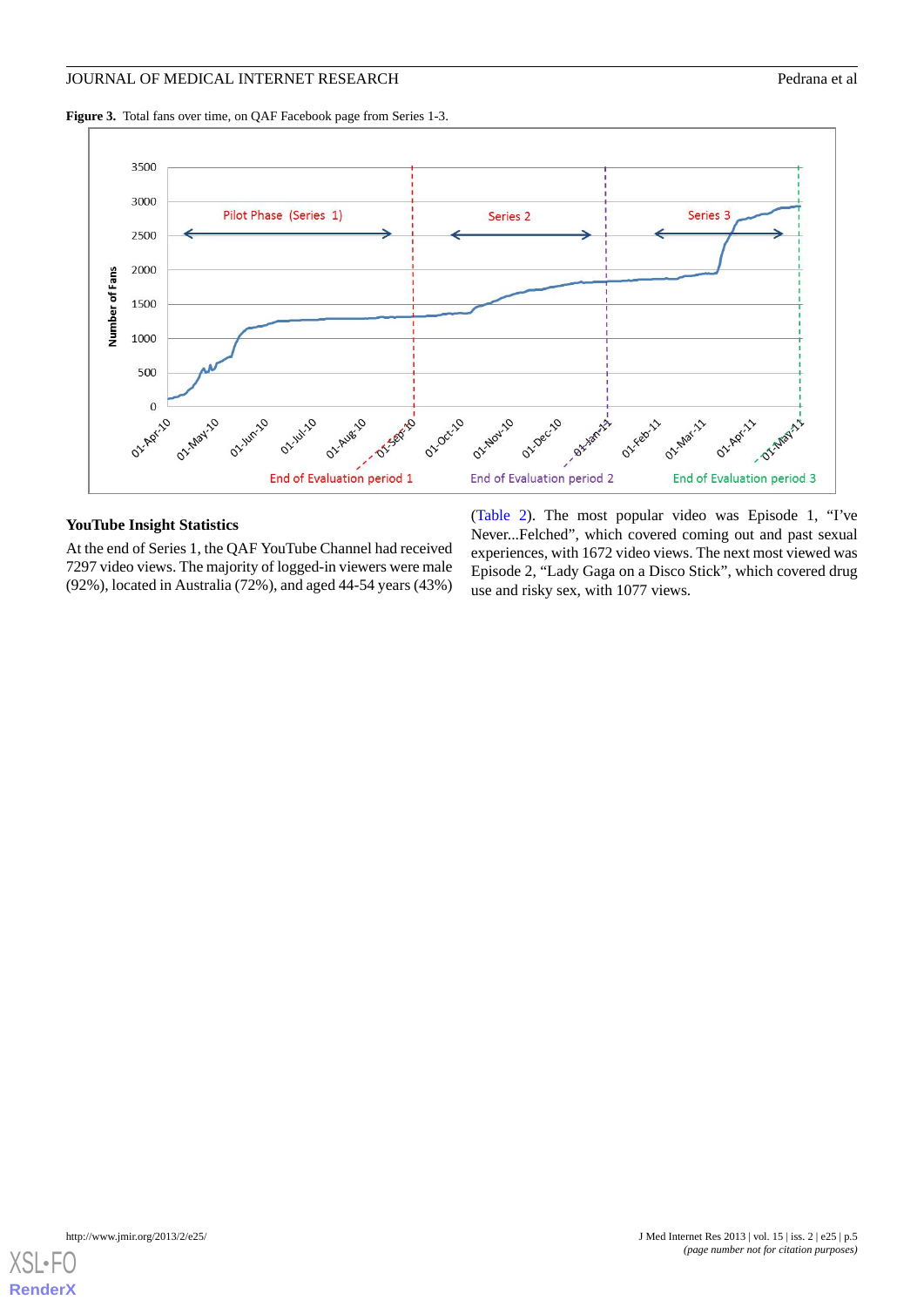**Figure 3.** Total fans over time, on QAF Facebook page from Series 1-3.

### YouTube Insight Statistics

At the end of Series 1, the QAF YouTube Channel had received 7297 video views. The majority of logged-in viewers were male (92%), located in Australia (72%), and aged 44-54 years (43%) (Table 2). The most popular video was Episode 1, "I've Never...Felched", which covered coming out and past sexual experiences, with 1672 video views. The next most viewed was Episode 2, "Lady Gaga on a Disco Stick", which covered drug use and risky sex, with 1077 views.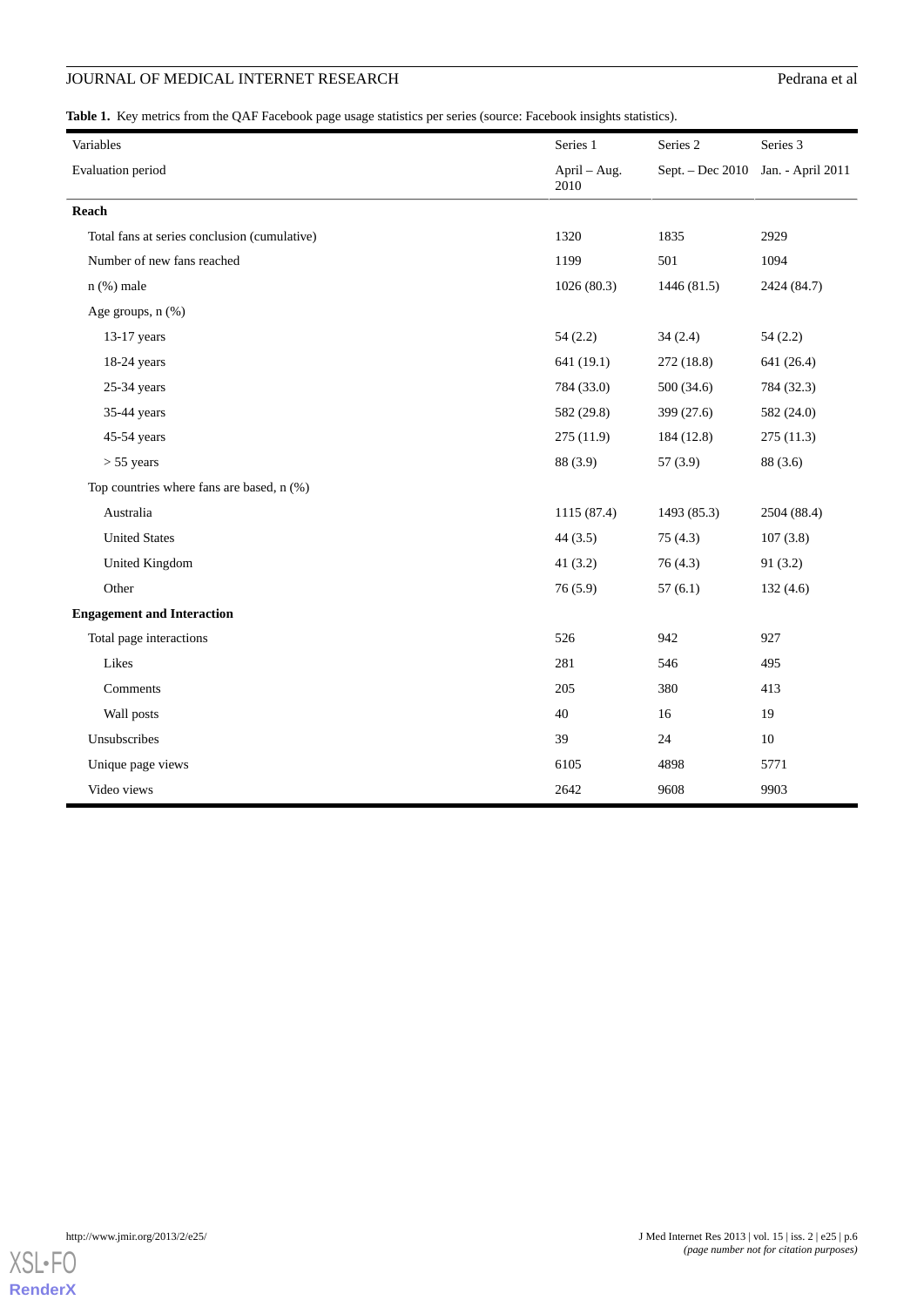**Table 1.** Key metrics from the QAF Facebook page usage statistics per series (source: Facebook insights statistics).

| Variables | Series 1 | Series 2 | Series 3 |
|---|---|---|---|
| Evaluation period | April – Aug. 2010 | Sept. – Dec 2010 | Jan. - April 2011 |
| **Reach** | | | |
| Total fans at series conclusion (cumulative) | 1320 | 1835 | 2929 |
| Number of new fans reached | 1199 | 501 | 1094 |
| n (%) male | 1026 (80.3) | 1446 (81.5) | 2424 (84.7) |
| Age groups, n (%) | | | |
| 13-17 years | 54 (2.2) | 34 (2.4) | 54 (2.2) |
| 18-24 years | 641 (19.1) | 272 (18.8) | 641 (26.4) |
| 25-34 years | 784 (33.0) | 500 (34.6) | 784 (32.3) |
| 35-44 years | 582 (29.8) | 399 (27.6) | 582 (24.0) |
| 45-54 years | 275 (11.9) | 184 (12.8) | 275 (11.3) |
| > 55 years | 88 (3.9) | 57 (3.9) | 88 (3.6) |
| Top countries where fans are based, n (%) | | | |
| Australia | 1115 (87.4) | 1493 (85.3) | 2504 (88.4) |
| United States | 44 (3.5) | 75 (4.3) | 107 (3.8) |
| United Kingdom | 41 (3.2) | 76 (4.3) | 91 (3.2) |
| Other | 76 (5.9) | 57 (6.1) | 132 (4.6) |
| **Engagement and Interaction** | | | |
| Total page interactions | 526 | 942 | 927 |
| Likes | 281 | 546 | 495 |
| Comments | 205 | 380 | 413 |
| Wall posts | 40 | 16 | 19 |
| Unsubscribes | 39 | 24 | 10 |
| Unique page views | 6105 | 4898 | 5771 |
| Video views | 2642 | 9608 | 9903 |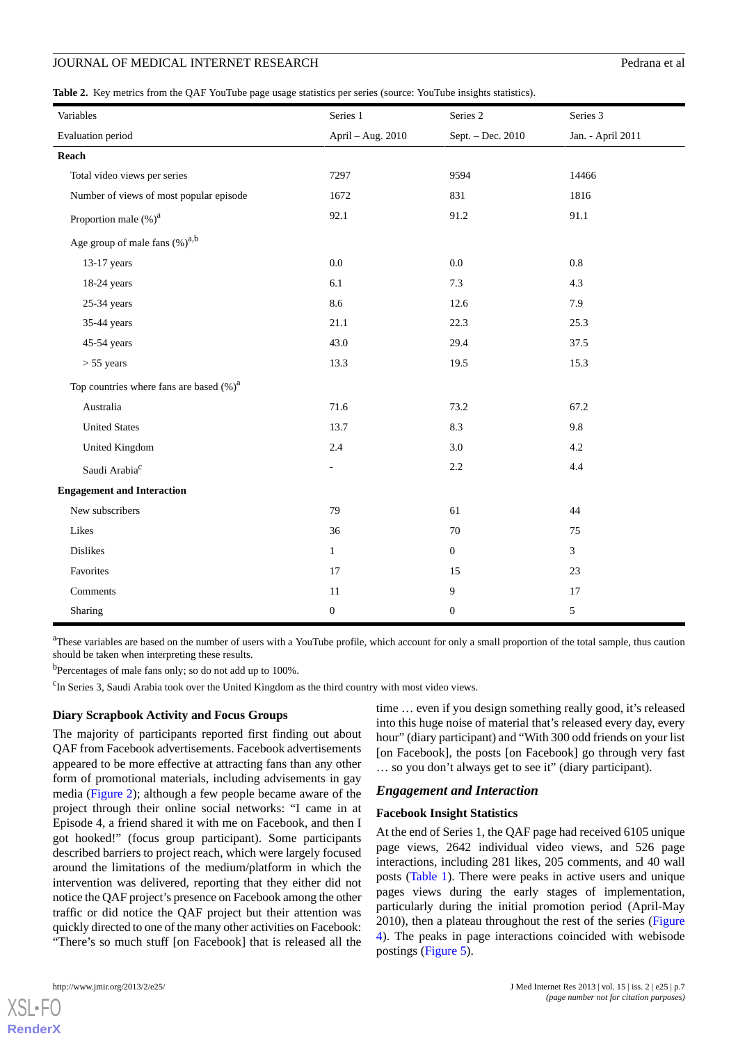**Table 2.** Key metrics from the QAF YouTube page usage statistics per series (source: YouTube insights statistics).

| Variables | Series 1 | Series 2 | Series 3 |
|---|---|---|---|
| Evaluation period | April – Aug. 2010 | Sept. – Dec. 2010 | Jan. - April 2011 |
| **Reach** | | | |
| Total video views per series | 7297 | 9594 | 14466 |
| Number of views of most popular episode | 1672 | 831 | 1816 |
| Proportion male (%)[a] | 92.1 | 91.2 | 91.1 |
| Age group of male fans (%)[a,b] | | | |
| 13-17 years | 0.0 | 0.0 | 0.8 |
| 18-24 years | 6.1 | 7.3 | 4.3 |
| 25-34 years | 8.6 | 12.6 | 7.9 |
| 35-44 years | 21.1 | 22.3 | 25.3 |
| 45-54 years | 43.0 | 29.4 | 37.5 |
| > 55 years | 13.3 | 19.5 | 15.3 |
| Top countries where fans are based (%)[a] | | | |
| Australia | 71.6 | 73.2 | 67.2 |
| United States | 13.7 | 8.3 | 9.8 |
| United Kingdom | 2.4 | 3.0 | 4.2 |
| Saudi Arabia[c] | - | 2.2 | 4.4 |
| **Engagement and Interaction** | | | |
| New subscribers | 79 | 61 | 44 |
| Likes | 36 | 70 | 75 |
| Dislikes | 1 | 0 | 3 |
| Favorites | 17 | 15 | 23 |
| Comments | 11 | 9 | 17 |
| Sharing | 0 | 0 | 5 |

[a]These variables are based on the number of users with a YouTube profile, which account for only a small proportion of the total sample, thus caution should be taken when interpreting these results.

[b]Percentages of male fans only; so do not add up to 100%.

[c]In Series 3, Saudi Arabia took over the United Kingdom as the third country with most video views.

### Diary Scrapbook Activity and Focus Groups

The majority of participants reported first finding out about QAF from Facebook advertisements. Facebook advertisements appeared to be more effective at attracting fans than any other form of promotional materials, including advisements in gay media (Figure 2); although a few people became aware of the project through their online social networks: "I came in at Episode 4, a friend shared it with me on Facebook, and then I got hooked!" (focus group participant). Some participants described barriers to project reach, which were largely focused around the limitations of the medium/platform in which the intervention was delivered, reporting that they either did not notice the QAF project's presence on Facebook among the other traffic or did notice the QAF project but their attention was quickly directed to one of the many other activities on Facebook: "There's so much stuff [on Facebook] that is released all the time … even if you design something really good, it's released into this huge noise of material that's released every day, every hour" (diary participant) and "With 300 odd friends on your list [on Facebook], the posts [on Facebook] go through very fast … so you don't always get to see it" (diary participant).

## *Engagement and Interaction*

### Facebook Insight Statistics

At the end of Series 1, the QAF page had received 6105 unique page views, 2642 individual video views, and 526 page interactions, including 281 likes, 205 comments, and 40 wall posts (Table 1). There were peaks in active users and unique pages views during the early stages of implementation, particularly during the initial promotion period (April-May 2010), then a plateau throughout the rest of the series (Figure 4). The peaks in page interactions coincided with webisode postings (Figure 5).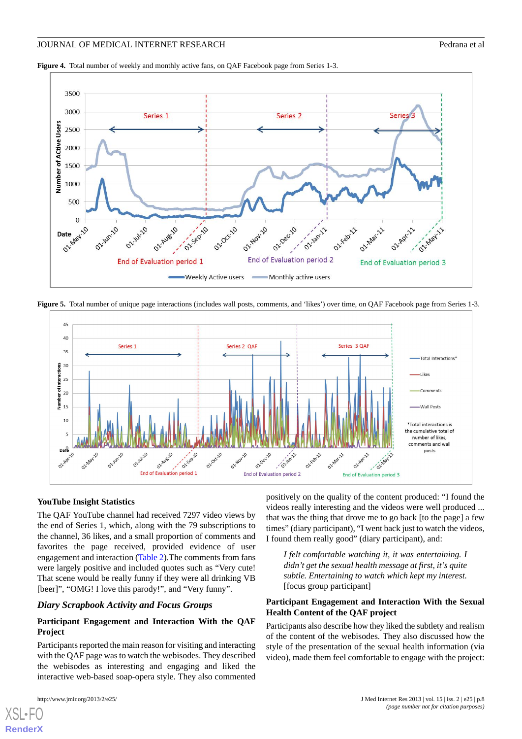**Figure 4.** Total number of weekly and monthly active fans, on QAF Facebook page from Series 1-3.

**Figure 5.** Total number of unique page interactions (includes wall posts, comments, and 'likes') over time, on QAF Facebook page from Series 1-3.

### YouTube Insight Statistics

The QAF YouTube channel had received 7297 video views by the end of Series 1, which, along with the 79 subscriptions to the channel, 36 likes, and a small proportion of comments and favorites the page received, provided evidence of user engagement and interaction (Table 2).The comments from fans were largely positive and included quotes such as "Very cute! That scene would be really funny if they were all drinking VB [beer]", "OMG! I love this parody!", and "Very funny".

## *Diary Scrapbook Activity and Focus Groups*

### Participant Engagement and Interaction With the QAF Project

Participants reported the main reason for visiting and interacting with the QAF page was to watch the webisodes. They described the webisodes as interesting and engaging and liked the interactive web-based soap-opera style. They also commented positively on the quality of the content produced: "I found the videos really interesting and the videos were well produced ... that was the thing that drove me to go back [to the page] a few times" (diary participant), "I went back just to watch the videos, I found them really good" (diary participant), and:

> *I felt comfortable watching it, it was entertaining. I didn't get the sexual health message at first, it's quite subtle. Entertaining to watch which kept my interest.* [focus group participant]

### Participant Engagement and Interaction With the Sexual Health Content of the QAF project

Participants also describe how they liked the subtlety and realism of the content of the webisodes. They also discussed how the style of the presentation of the sexual health information (via video), made them feel comfortable to engage with the project: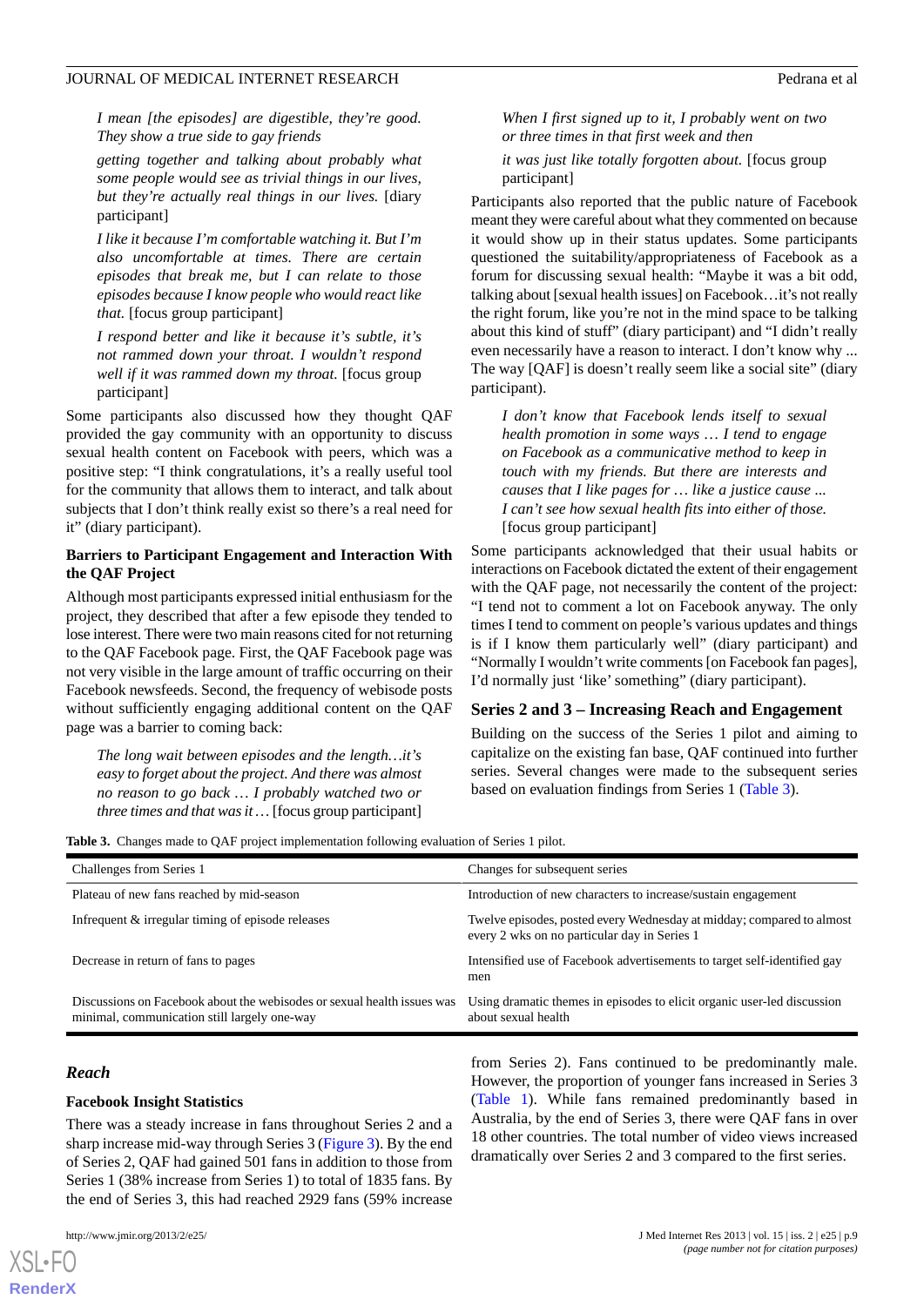*I mean [the episodes] are digestible, they're good. They show a true side to gay friends*

*getting together and talking about probably what some people would see as trivial things in our lives, but they're actually real things in our lives.* [diary participant]

*I like it because I'm comfortable watching it. But I'm also uncomfortable at times. There are certain episodes that break me, but I can relate to those episodes because I know people who would react like that.* [focus group participant]

*I respond better and like it because it's subtle, it's not rammed down your throat. I wouldn't respond well if it was rammed down my throat.* [focus group participant]

Some participants also discussed how they thought QAF provided the gay community with an opportunity to discuss sexual health content on Facebook with peers, which was a positive step: "I think congratulations, it's a really useful tool for the community that allows them to interact, and talk about subjects that I don't think really exist so there's a real need for it" (diary participant).

#### Barriers to Participant Engagement and Interaction With the QAF Project

Although most participants expressed initial enthusiasm for the project, they described that after a few episode they tended to lose interest. There were two main reasons cited for not returning to the QAF Facebook page. First, the QAF Facebook page was not very visible in the large amount of traffic occurring on their Facebook newsfeeds. Second, the frequency of webisode posts without sufficiently engaging additional content on the QAF page was a barrier to coming back:

*The long wait between episodes and the length…it's easy to forget about the project. And there was almost no reason to go back … I probably watched two or three times and that was it…* [focus group participant]

*When I first signed up to it, I probably went on two or three times in that first week and then*

*it was just like totally forgotten about.* [focus group participant]

Participants also reported that the public nature of Facebook meant they were careful about what they commented on because it would show up in their status updates. Some participants questioned the suitability/appropriateness of Facebook as a forum for discussing sexual health: "Maybe it was a bit odd, talking about [sexual health issues] on Facebook…it's not really the right forum, like you're not in the mind space to be talking about this kind of stuff" (diary participant) and "I didn't really even necessarily have a reason to interact. I don't know why ... The way [QAF] is doesn't really seem like a social site" (diary participant).

*I don't know that Facebook lends itself to sexual health promotion in some ways … I tend to engage on Facebook as a communicative method to keep in touch with my friends. But there are interests and causes that I like pages for … like a justice cause ... I can't see how sexual health fits into either of those.* [focus group participant]

Some participants acknowledged that their usual habits or interactions on Facebook dictated the extent of their engagement with the QAF page, not necessarily the content of the project: "I tend not to comment a lot on Facebook anyway. The only times I tend to comment on people's various updates and things is if I know them particularly well" (diary participant) and "Normally I wouldn't write comments [on Facebook fan pages], I'd normally just 'like' something" (diary participant).

### Series 2 and 3 – Increasing Reach and Engagement

Building on the success of the Series 1 pilot and aiming to capitalize on the existing fan base, QAF continued into further series. Several changes were made to the subsequent series based on evaluation findings from Series 1 (Table 3).

**Table 3.** Changes made to QAF project implementation following evaluation of Series 1 pilot.

| Challenges from Series 1 | Changes for subsequent series |
| --- | --- |
| Plateau of new fans reached by mid-season | Introduction of new characters to increase/sustain engagement |
| Infrequent & irregular timing of episode releases | Twelve episodes, posted every Wednesday at midday; compared to almost every 2 wks on no particular day in Series 1 |
| Decrease in return of fans to pages | Intensified use of Facebook advertisements to target self-identified gay men |
| Discussions on Facebook about the webisodes or sexual health issues was minimal, communication still largely one-way | Using dramatic themes in episodes to elicit organic user-led discussion about sexual health |

### *Reach*

#### Facebook Insight Statistics

There was a steady increase in fans throughout Series 2 and a sharp increase mid-way through Series 3 (Figure 3). By the end of Series 2, QAF had gained 501 fans in addition to those from Series 1 (38% increase from Series 1) to total of 1835 fans. By the end of Series 3, this had reached 2929 fans (59% increase from Series 2). Fans continued to be predominantly male. However, the proportion of younger fans increased in Series 3 (Table 1). While fans remained predominantly based in Australia, by the end of Series 3, there were QAF fans in over 18 other countries. The total number of video views increased dramatically over Series 2 and 3 compared to the first series.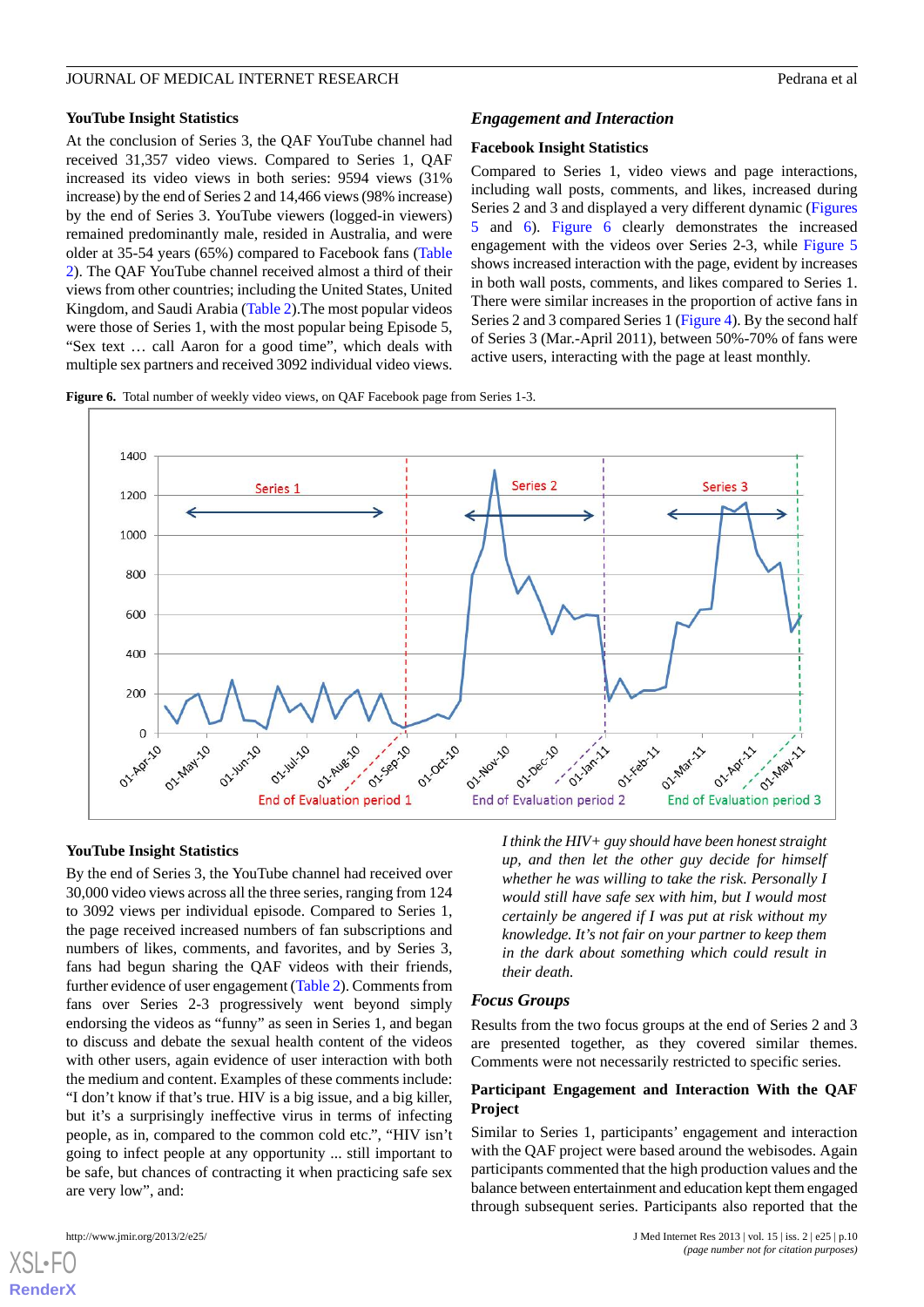### YouTube Insight Statistics

At the conclusion of Series 3, the QAF YouTube channel had received 31,357 video views. Compared to Series 1, QAF increased its video views in both series: 9594 views (31% increase) by the end of Series 2 and 14,466 views (98% increase) by the end of Series 3. YouTube viewers (logged-in viewers) remained predominantly male, resided in Australia, and were older at 35-54 years (65%) compared to Facebook fans (Table 2). The QAF YouTube channel received almost a third of their views from other countries; including the United States, United Kingdom, and Saudi Arabia (Table 2).The most popular videos were those of Series 1, with the most popular being Episode 5, "Sex text … call Aaron for a good time", which deals with multiple sex partners and received 3092 individual video views.

## *Engagement and Interaction*

### Facebook Insight Statistics

Compared to Series 1, video views and page interactions, including wall posts, comments, and likes, increased during Series 2 and 3 and displayed a very different dynamic (Figures 5 and 6). Figure 6 clearly demonstrates the increased engagement with the videos over Series 2-3, while Figure 5 shows increased interaction with the page, evident by increases in both wall posts, comments, and likes compared to Series 1. There were similar increases in the proportion of active fans in Series 2 and 3 compared Series 1 (Figure 4). By the second half of Series 3 (Mar.-April 2011), between 50%-70% of fans were active users, interacting with the page at least monthly.

**Figure 6.** Total number of weekly video views, on QAF Facebook page from Series 1-3.

### YouTube Insight Statistics

By the end of Series 3, the YouTube channel had received over 30,000 video views across all the three series, ranging from 124 to 3092 views per individual episode. Compared to Series 1, the page received increased numbers of fan subscriptions and numbers of likes, comments, and favorites, and by Series 3, fans had begun sharing the QAF videos with their friends, further evidence of user engagement (Table 2). Comments from fans over Series 2-3 progressively went beyond simply endorsing the videos as "funny" as seen in Series 1, and began to discuss and debate the sexual health content of the videos with other users, again evidence of user interaction with both the medium and content. Examples of these comments include: "I don't know if that's true. HIV is a big issue, and a big killer, but it's a surprisingly ineffective virus in terms of infecting people, as in, compared to the common cold etc.", "HIV isn't going to infect people at any opportunity ... still important to be safe, but chances of contracting it when practicing safe sex are very low", and:

> *I think the HIV+ guy should have been honest straight up, and then let the other guy decide for himself whether he was willing to take the risk. Personally I would still have safe sex with him, but I would most certainly be angered if I was put at risk without my knowledge. It's not fair on your partner to keep them in the dark about something which could result in their death.*

## *Focus Groups*

Results from the two focus groups at the end of Series 2 and 3 are presented together, as they covered similar themes. Comments were not necessarily restricted to specific series.

### Participant Engagement and Interaction With the QAF Project

Similar to Series 1, participants' engagement and interaction with the QAF project were based around the webisodes. Again participants commented that the high production values and the balance between entertainment and education kept them engaged through subsequent series. Participants also reported that the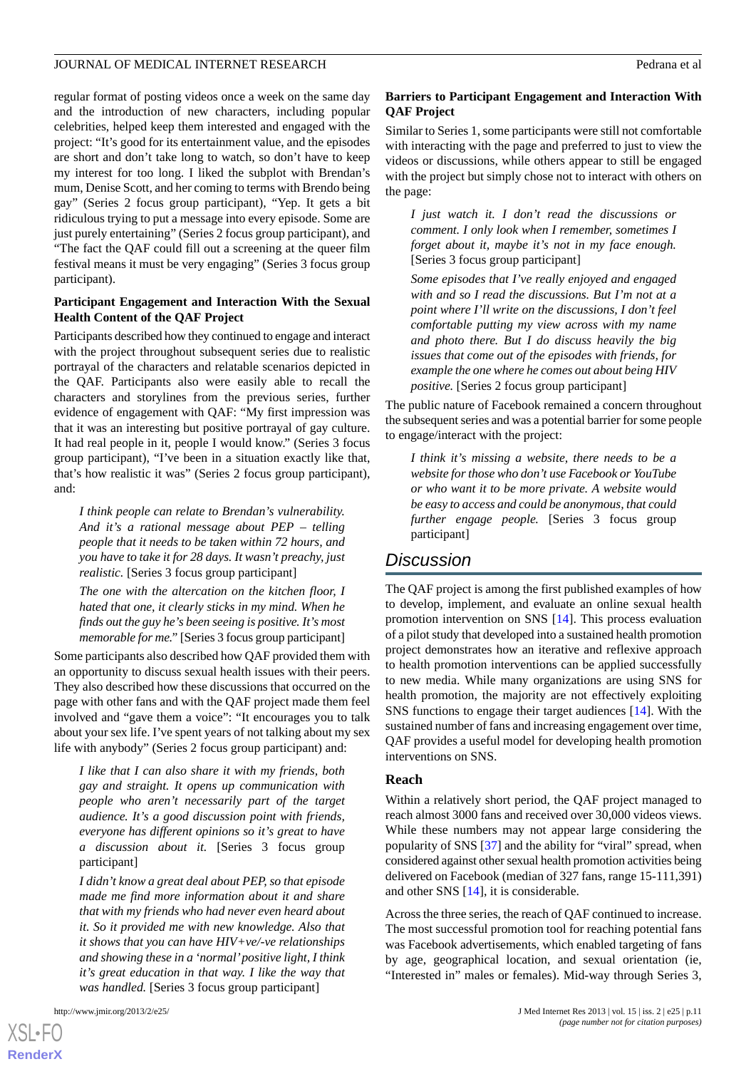regular format of posting videos once a week on the same day and the introduction of new characters, including popular celebrities, helped keep them interested and engaged with the project: "It's good for its entertainment value, and the episodes are short and don't take long to watch, so don't have to keep my interest for too long. I liked the subplot with Brendan's mum, Denise Scott, and her coming to terms with Brendo being gay" (Series 2 focus group participant), "Yep. It gets a bit ridiculous trying to put a message into every episode. Some are just purely entertaining" (Series 2 focus group participant), and "The fact the QAF could fill out a screening at the queer film festival means it must be very engaging" (Series 3 focus group participant).

### Participant Engagement and Interaction With the Sexual Health Content of the QAF Project

Participants described how they continued to engage and interact with the project throughout subsequent series due to realistic portrayal of the characters and relatable scenarios depicted in the QAF. Participants also were easily able to recall the characters and storylines from the previous series, further evidence of engagement with QAF: "My first impression was that it was an interesting but positive portrayal of gay culture. It had real people in it, people I would know." (Series 3 focus group participant), "I've been in a situation exactly like that, that's how realistic it was" (Series 2 focus group participant), and:

> *I think people can relate to Brendan's vulnerability. And it's a rational message about PEP – telling people that it needs to be taken within 72 hours, and you have to take it for 28 days. It wasn't preachy, just realistic.* [Series 3 focus group participant]

> *The one with the altercation on the kitchen floor, I hated that one, it clearly sticks in my mind. When he finds out the guy he's been seeing is positive. It's most memorable for me.*" [Series 3 focus group participant]

Some participants also described how QAF provided them with an opportunity to discuss sexual health issues with their peers. They also described how these discussions that occurred on the page with other fans and with the QAF project made them feel involved and "gave them a voice": "It encourages you to talk about your sex life. I've spent years of not talking about my sex life with anybody" (Series 2 focus group participant) and:

> *I like that I can also share it with my friends, both gay and straight. It opens up communication with people who aren't necessarily part of the target audience. It's a good discussion point with friends, everyone has different opinions so it's great to have a discussion about it.* [Series 3 focus group participant]

> *I didn't know a great deal about PEP, so that episode made me find more information about it and share that with my friends who had never even heard about it. So it provided me with new knowledge. Also that it shows that you can have HIV+ve/-ve relationships and showing these in a 'normal' positive light, I think it's great education in that way. I like the way that was handled.* [Series 3 focus group participant]

### Barriers to Participant Engagement and Interaction With QAF Project

Similar to Series 1, some participants were still not comfortable with interacting with the page and preferred to just to view the videos or discussions, while others appear to still be engaged with the project but simply chose not to interact with others on the page:

> *I just watch it. I don't read the discussions or comment. I only look when I remember, sometimes I forget about it, maybe it's not in my face enough.* [Series 3 focus group participant]

> *Some episodes that I've really enjoyed and engaged with and so I read the discussions. But I'm not at a point where I'll write on the discussions, I don't feel comfortable putting my view across with my name and photo there. But I do discuss heavily the big issues that come out of the episodes with friends, for example the one where he comes out about being HIV positive.* [Series 2 focus group participant]

The public nature of Facebook remained a concern throughout the subsequent series and was a potential barrier for some people to engage/interact with the project:

> *I think it's missing a website, there needs to be a website for those who don't use Facebook or YouTube or who want it to be more private. A website would be easy to access and could be anonymous, that could further engage people.* [Series 3 focus group participant]

## Discussion

The QAF project is among the first published examples of how to develop, implement, and evaluate an online sexual health promotion intervention on SNS [14]. This process evaluation of a pilot study that developed into a sustained health promotion project demonstrates how an iterative and reflexive approach to health promotion interventions can be applied successfully to new media. While many organizations are using SNS for health promotion, the majority are not effectively exploiting SNS functions to engage their target audiences [14]. With the sustained number of fans and increasing engagement over time, QAF provides a useful model for developing health promotion interventions on SNS.

### Reach

Within a relatively short period, the QAF project managed to reach almost 3000 fans and received over 30,000 videos views. While these numbers may not appear large considering the popularity of SNS [37] and the ability for "viral" spread, when considered against other sexual health promotion activities being delivered on Facebook (median of 327 fans, range 15-111,391) and other SNS [14], it is considerable.

Across the three series, the reach of QAF continued to increase. The most successful promotion tool for reaching potential fans was Facebook advertisements, which enabled targeting of fans by age, geographical location, and sexual orientation (ie, "Interested in" males or females). Mid-way through Series 3,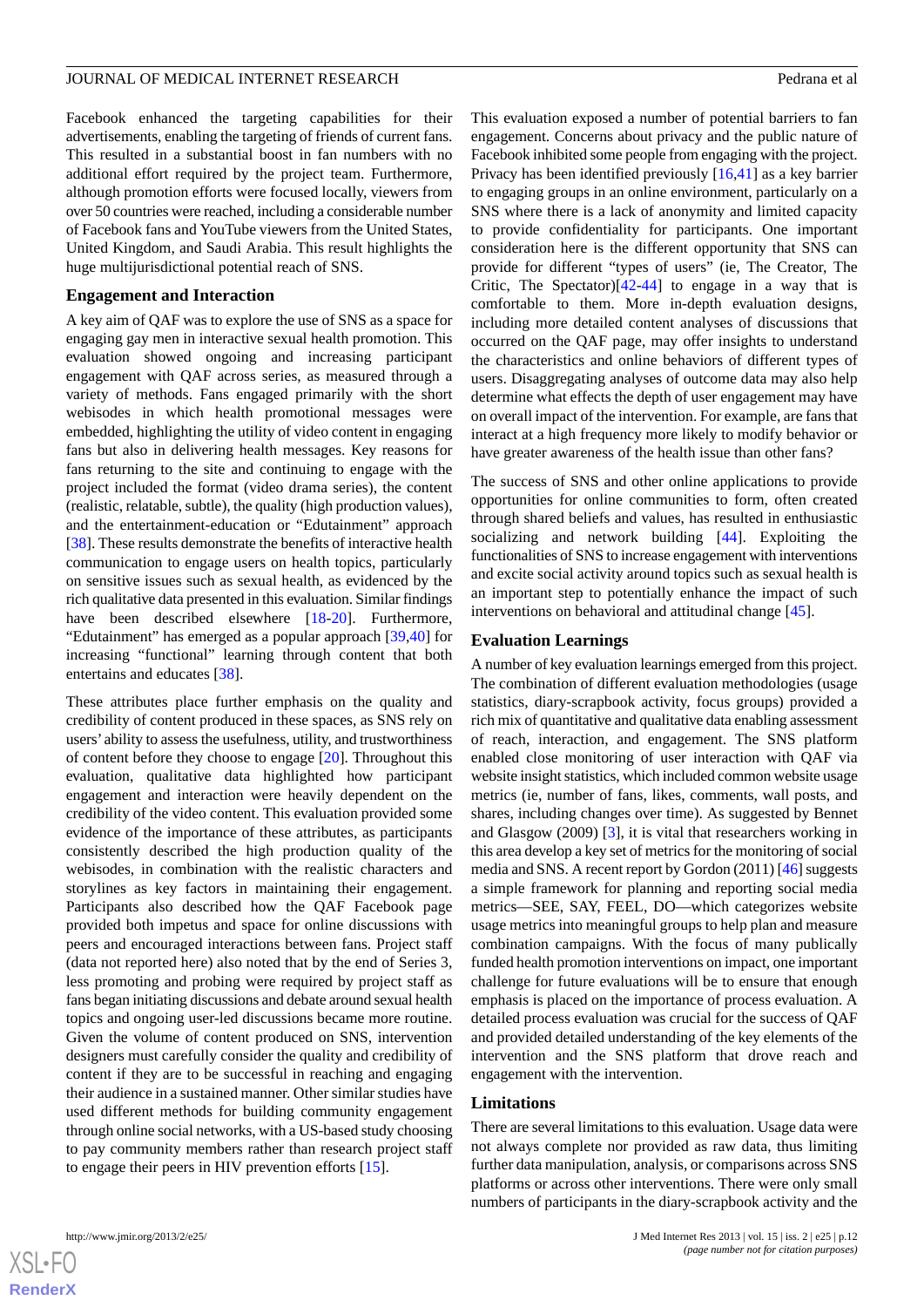Facebook enhanced the targeting capabilities for their advertisements, enabling the targeting of friends of current fans. This resulted in a substantial boost in fan numbers with no additional effort required by the project team. Furthermore, although promotion efforts were focused locally, viewers from over 50 countries were reached, including a considerable number of Facebook fans and YouTube viewers from the United States, United Kingdom, and Saudi Arabia. This result highlights the huge multijurisdictional potential reach of SNS.

### Engagement and Interaction

A key aim of QAF was to explore the use of SNS as a space for engaging gay men in interactive sexual health promotion. This evaluation showed ongoing and increasing participant engagement with QAF across series, as measured through a variety of methods. Fans engaged primarily with the short webisodes in which health promotional messages were embedded, highlighting the utility of video content in engaging fans but also in delivering health messages. Key reasons for fans returning to the site and continuing to engage with the project included the format (video drama series), the content (realistic, relatable, subtle), the quality (high production values), and the entertainment-education or "Edutainment" approach [38]. These results demonstrate the benefits of interactive health communication to engage users on health topics, particularly on sensitive issues such as sexual health, as evidenced by the rich qualitative data presented in this evaluation. Similar findings have been described elsewhere [18-20]. Furthermore, "Edutainment" has emerged as a popular approach [39,40] for increasing "functional" learning through content that both entertains and educates [38].

These attributes place further emphasis on the quality and credibility of content produced in these spaces, as SNS rely on users' ability to assess the usefulness, utility, and trustworthiness of content before they choose to engage [20]. Throughout this evaluation, qualitative data highlighted how participant engagement and interaction were heavily dependent on the credibility of the video content. This evaluation provided some evidence of the importance of these attributes, as participants consistently described the high production quality of the webisodes, in combination with the realistic characters and storylines as key factors in maintaining their engagement. Participants also described how the QAF Facebook page provided both impetus and space for online discussions with peers and encouraged interactions between fans. Project staff (data not reported here) also noted that by the end of Series 3, less promoting and probing were required by project staff as fans began initiating discussions and debate around sexual health topics and ongoing user-led discussions became more routine. Given the volume of content produced on SNS, intervention designers must carefully consider the quality and credibility of content if they are to be successful in reaching and engaging their audience in a sustained manner. Other similar studies have used different methods for building community engagement through online social networks, with a US-based study choosing to pay community members rather than research project staff to engage their peers in HIV prevention efforts [15].

This evaluation exposed a number of potential barriers to fan engagement. Concerns about privacy and the public nature of Facebook inhibited some people from engaging with the project. Privacy has been identified previously [16,41] as a key barrier to engaging groups in an online environment, particularly on a SNS where there is a lack of anonymity and limited capacity to provide confidentiality for participants. One important consideration here is the different opportunity that SNS can provide for different "types of users" (ie, The Creator, The Critic, The Spectator)[42-44] to engage in a way that is comfortable to them. More in-depth evaluation designs, including more detailed content analyses of discussions that occurred on the QAF page, may offer insights to understand the characteristics and online behaviors of different types of users. Disaggregating analyses of outcome data may also help determine what effects the depth of user engagement may have on overall impact of the intervention. For example, are fans that interact at a high frequency more likely to modify behavior or have greater awareness of the health issue than other fans?

The success of SNS and other online applications to provide opportunities for online communities to form, often created through shared beliefs and values, has resulted in enthusiastic socializing and network building [44]. Exploiting the functionalities of SNS to increase engagement with interventions and excite social activity around topics such as sexual health is an important step to potentially enhance the impact of such interventions on behavioral and attitudinal change [45].

### Evaluation Learnings

A number of key evaluation learnings emerged from this project. The combination of different evaluation methodologies (usage statistics, diary-scrapbook activity, focus groups) provided a rich mix of quantitative and qualitative data enabling assessment of reach, interaction, and engagement. The SNS platform enabled close monitoring of user interaction with QAF via website insight statistics, which included common website usage metrics (ie, number of fans, likes, comments, wall posts, and shares, including changes over time). As suggested by Bennet and Glasgow (2009) [3], it is vital that researchers working in this area develop a key set of metrics for the monitoring of social media and SNS. A recent report by Gordon (2011) [46] suggests a simple framework for planning and reporting social media metrics—SEE, SAY, FEEL, DO—which categorizes website usage metrics into meaningful groups to help plan and measure combination campaigns. With the focus of many publically funded health promotion interventions on impact, one important challenge for future evaluations will be to ensure that enough emphasis is placed on the importance of process evaluation. A detailed process evaluation was crucial for the success of QAF and provided detailed understanding of the key elements of the intervention and the SNS platform that drove reach and engagement with the intervention.

### Limitations

There are several limitations to this evaluation. Usage data were not always complete nor provided as raw data, thus limiting further data manipulation, analysis, or comparisons across SNS platforms or across other interventions. There were only small numbers of participants in the diary-scrapbook activity and the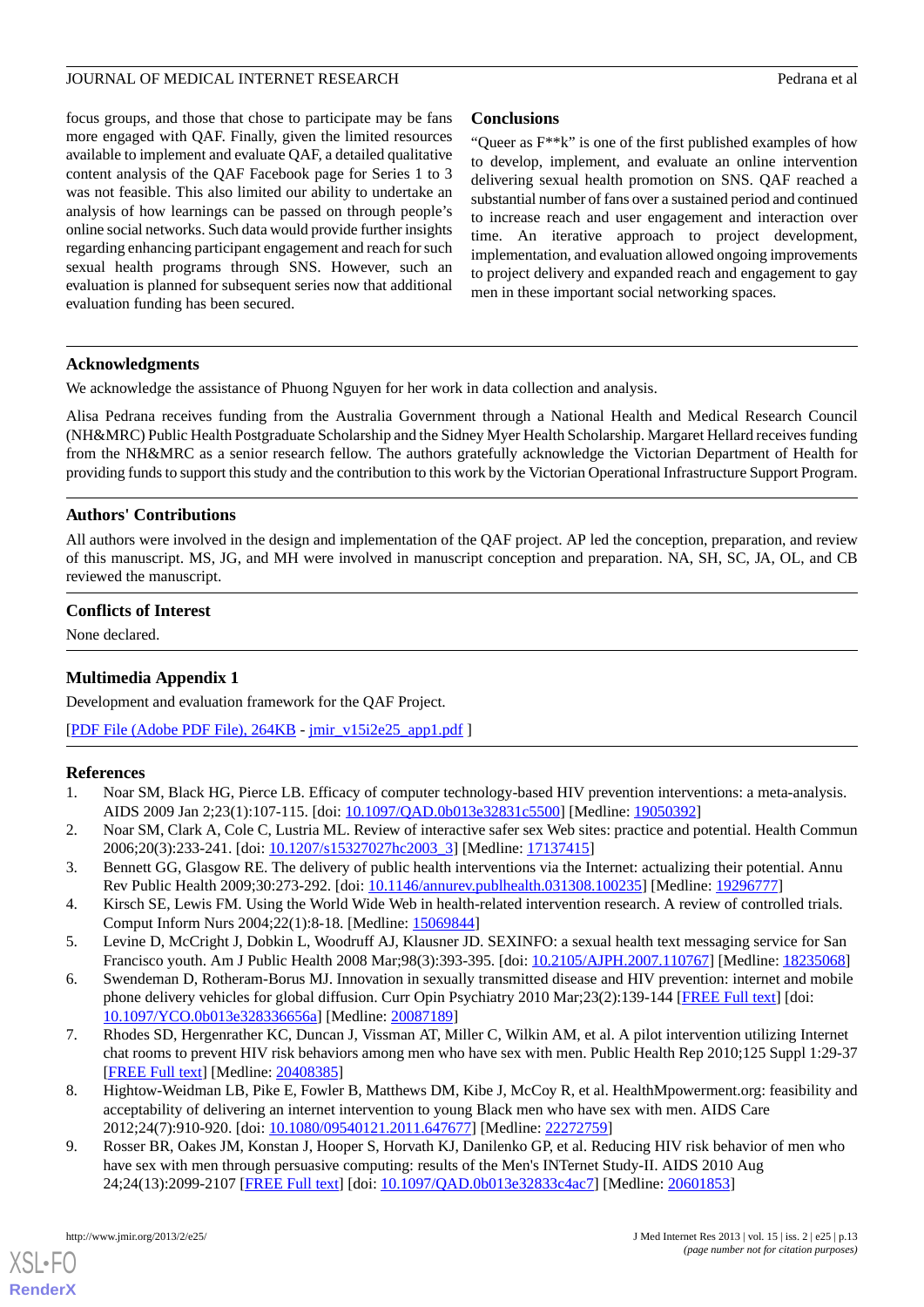focus groups, and those that chose to participate may be fans more engaged with QAF. Finally, given the limited resources available to implement and evaluate QAF, a detailed qualitative content analysis of the QAF Facebook page for Series 1 to 3 was not feasible. This also limited our ability to undertake an analysis of how learnings can be passed on through people's online social networks. Such data would provide further insights regarding enhancing participant engagement and reach for such sexual health programs through SNS. However, such an evaluation is planned for subsequent series now that additional evaluation funding has been secured.

## Conclusions

"Queer as F**k" is one of the first published examples of how to develop, implement, and evaluate an online intervention delivering sexual health promotion on SNS. QAF reached a substantial number of fans over a sustained period and continued to increase reach and user engagement and interaction over time. An iterative approach to project development, implementation, and evaluation allowed ongoing improvements to project delivery and expanded reach and engagement to gay men in these important social networking spaces.

## Acknowledgments

We acknowledge the assistance of Phuong Nguyen for her work in data collection and analysis.

Alisa Pedrana receives funding from the Australia Government through a National Health and Medical Research Council (NH&MRC) Public Health Postgraduate Scholarship and the Sidney Myer Health Scholarship. Margaret Hellard receives funding from the NH&MRC as a senior research fellow. The authors gratefully acknowledge the Victorian Department of Health for providing funds to support this study and the contribution to this work by the Victorian Operational Infrastructure Support Program.

## Authors' Contributions

All authors were involved in the design and implementation of the QAF project. AP led the conception, preparation, and review of this manuscript. MS, JG, and MH were involved in manuscript conception and preparation. NA, SH, SC, JA, OL, and CB reviewed the manuscript.

## Conflicts of Interest

None declared.

## Multimedia Appendix 1

Development and evaluation framework for the QAF Project.

[PDF File (Adobe PDF File), 264KB - jmir_v15i2e25_app1.pdf ]

## References

1. Noar SM, Black HG, Pierce LB. Efficacy of computer technology-based HIV prevention interventions: a meta-analysis. AIDS 2009 Jan 2;23(1):107-115. [doi: 10.1097/QAD.0b013e32831c5500] [Medline: 19050392]
2. Noar SM, Clark A, Cole C, Lustria ML. Review of interactive safer sex Web sites: practice and potential. Health Commun 2006;20(3):233-241. [doi: 10.1207/s15327027hc2003_3] [Medline: 17137415]
3. Bennett GG, Glasgow RE. The delivery of public health interventions via the Internet: actualizing their potential. Annu Rev Public Health 2009;30:273-292. [doi: 10.1146/annurev.publhealth.031308.100235] [Medline: 19296777]
4. Kirsch SE, Lewis FM. Using the World Wide Web in health-related intervention research. A review of controlled trials. Comput Inform Nurs 2004;22(1):8-18. [Medline: 15069844]
5. Levine D, McCright J, Dobkin L, Woodruff AJ, Klausner JD. SEXINFO: a sexual health text messaging service for San Francisco youth. Am J Public Health 2008 Mar;98(3):393-395. [doi: 10.2105/AJPH.2007.110767] [Medline: 18235068]
6. Swendeman D, Rotheram-Borus MJ. Innovation in sexually transmitted disease and HIV prevention: internet and mobile phone delivery vehicles for global diffusion. Curr Opin Psychiatry 2010 Mar;23(2):139-144 [FREE Full text] [doi: 10.1097/YCO.0b013e328336656a] [Medline: 20087189]
7. Rhodes SD, Hergenrather KC, Duncan J, Vissman AT, Miller C, Wilkin AM, et al. A pilot intervention utilizing Internet chat rooms to prevent HIV risk behaviors among men who have sex with men. Public Health Rep 2010;125 Suppl 1:29-37 [FREE Full text] [Medline: 20408385]
8. Hightow-Weidman LB, Pike E, Fowler B, Matthews DM, Kibe J, McCoy R, et al. HealthMpowerment.org: feasibility and acceptability of delivering an internet intervention to young Black men who have sex with men. AIDS Care 2012;24(7):910-920. [doi: 10.1080/09540121.2011.647677] [Medline: 22272759]
9. Rosser BR, Oakes JM, Konstan J, Hooper S, Horvath KJ, Danilenko GP, et al. Reducing HIV risk behavior of men who have sex with men through persuasive computing: results of the Men's INTernet Study-II. AIDS 2010 Aug 24;24(13):2099-2107 [FREE Full text] [doi: 10.1097/QAD.0b013e32833c4ac7] [Medline: 20601853]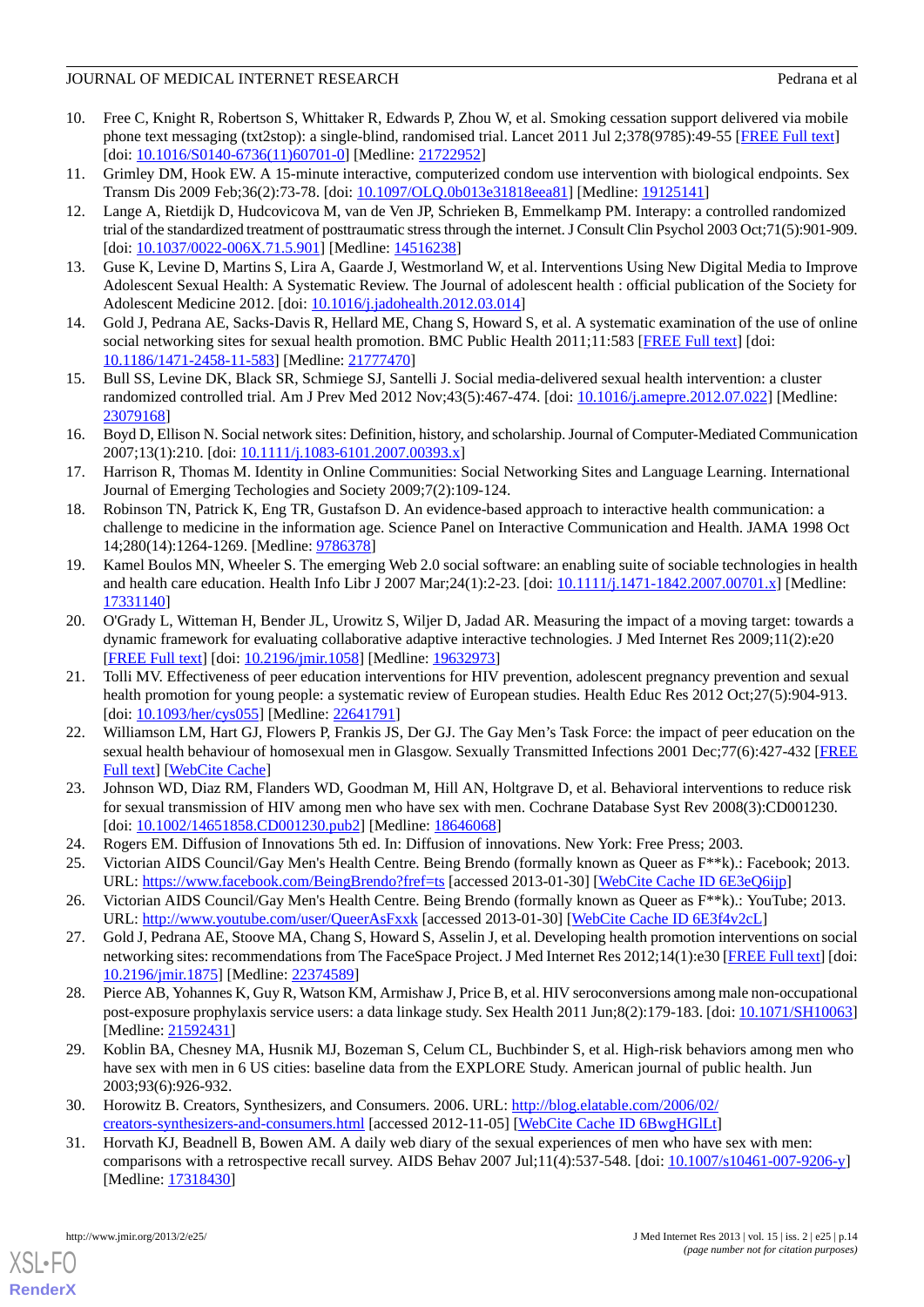10. Free C, Knight R, Robertson S, Whittaker R, Edwards P, Zhou W, et al. Smoking cessation support delivered via mobile phone text messaging (txt2stop): a single-blind, randomised trial. Lancet 2011 Jul 2;378(9785):49-55 [FREE Full text] [doi: 10.1016/S0140-6736(11)60701-0] [Medline: 21722952]
11. Grimley DM, Hook EW. A 15-minute interactive, computerized condom use intervention with biological endpoints. Sex Transm Dis 2009 Feb;36(2):73-78. [doi: 10.1097/OLQ.0b013e31818eea81] [Medline: 19125141]
12. Lange A, Rietdijk D, Hudcovicova M, van de Ven JP, Schrieken B, Emmelkamp PM. Interapy: a controlled randomized trial of the standardized treatment of posttraumatic stress through the internet. J Consult Clin Psychol 2003 Oct;71(5):901-909. [doi: 10.1037/0022-006X.71.5.901] [Medline: 14516238]
13. Guse K, Levine D, Martins S, Lira A, Gaarde J, Westmorland W, et al. Interventions Using New Digital Media to Improve Adolescent Sexual Health: A Systematic Review. The Journal of adolescent health : official publication of the Society for Adolescent Medicine 2012. [doi: 10.1016/j.jadohealth.2012.03.014]
14. Gold J, Pedrana AE, Sacks-Davis R, Hellard ME, Chang S, Howard S, et al. A systematic examination of the use of online social networking sites for sexual health promotion. BMC Public Health 2011;11:583 [FREE Full text] [doi: 10.1186/1471-2458-11-583] [Medline: 21777470]
15. Bull SS, Levine DK, Black SR, Schmiege SJ, Santelli J. Social media-delivered sexual health intervention: a cluster randomized controlled trial. Am J Prev Med 2012 Nov;43(5):467-474. [doi: 10.1016/j.amepre.2012.07.022] [Medline: 23079168]
16. Boyd D, Ellison N. Social network sites: Definition, history, and scholarship. Journal of Computer-Mediated Communication 2007;13(1):210. [doi: 10.1111/j.1083-6101.2007.00393.x]
17. Harrison R, Thomas M. Identity in Online Communities: Social Networking Sites and Language Learning. International Journal of Emerging Techologies and Society 2009;7(2):109-124.
18. Robinson TN, Patrick K, Eng TR, Gustafson D. An evidence-based approach to interactive health communication: a challenge to medicine in the information age. Science Panel on Interactive Communication and Health. JAMA 1998 Oct 14;280(14):1264-1269. [Medline: 9786378]
19. Kamel Boulos MN, Wheeler S. The emerging Web 2.0 social software: an enabling suite of sociable technologies in health and health care education. Health Info Libr J 2007 Mar;24(1):2-23. [doi: 10.1111/j.1471-1842.2007.00701.x] [Medline: 17331140]
20. O'Grady L, Witteman H, Bender JL, Urowitz S, Wiljer D, Jadad AR. Measuring the impact of a moving target: towards a dynamic framework for evaluating collaborative adaptive interactive technologies. J Med Internet Res 2009;11(2):e20 [FREE Full text] [doi: 10.2196/jmir.1058] [Medline: 19632973]
21. Tolli MV. Effectiveness of peer education interventions for HIV prevention, adolescent pregnancy prevention and sexual health promotion for young people: a systematic review of European studies. Health Educ Res 2012 Oct;27(5):904-913. [doi: 10.1093/her/cys055] [Medline: 22641791]
22. Williamson LM, Hart GJ, Flowers P, Frankis JS, Der GJ. The Gay Men's Task Force: the impact of peer education on the sexual health behaviour of homosexual men in Glasgow. Sexually Transmitted Infections 2001 Dec;77(6):427-432 [FREE Full text] [WebCite Cache]
23. Johnson WD, Diaz RM, Flanders WD, Goodman M, Hill AN, Holtgrave D, et al. Behavioral interventions to reduce risk for sexual transmission of HIV among men who have sex with men. Cochrane Database Syst Rev 2008(3):CD001230. [doi: 10.1002/14651858.CD001230.pub2] [Medline: 18646068]
24. Rogers EM. Diffusion of Innovations 5th ed. In: Diffusion of innovations. New York: Free Press; 2003.
25. Victorian AIDS Council/Gay Men's Health Centre. Being Brendo (formally known as Queer as F**k).: Facebook; 2013. URL: https://www.facebook.com/BeingBrendo?fref=ts [accessed 2013-01-30] [WebCite Cache ID 6E3eQ6ijp]
26. Victorian AIDS Council/Gay Men's Health Centre. Being Brendo (formally known as Queer as F**k).: YouTube; 2013. URL: http://www.youtube.com/user/QueerAsFxxk [accessed 2013-01-30] [WebCite Cache ID 6E3f4v2cL]
27. Gold J, Pedrana AE, Stoove MA, Chang S, Howard S, Asselin J, et al. Developing health promotion interventions on social networking sites: recommendations from The FaceSpace Project. J Med Internet Res 2012;14(1):e30 [FREE Full text] [doi: 10.2196/jmir.1875] [Medline: 22374589]
28. Pierce AB, Yohannes K, Guy R, Watson KM, Armishaw J, Price B, et al. HIV seroconversions among male non-occupational post-exposure prophylaxis service users: a data linkage study. Sex Health 2011 Jun;8(2):179-183. [doi: 10.1071/SH10063] [Medline: 21592431]
29. Koblin BA, Chesney MA, Husnik MJ, Bozeman S, Celum CL, Buchbinder S, et al. High-risk behaviors among men who have sex with men in 6 US cities: baseline data from the EXPLORE Study. American journal of public health. Jun 2003;93(6):926-932.
30. Horowitz B. Creators, Synthesizers, and Consumers. 2006. URL: http://blog.elatable.com/2006/02/creators-synthesizers-and-consumers.html [accessed 2012-11-05] [WebCite Cache ID 6BwgHGlLt]
31. Horvath KJ, Beadnell B, Bowen AM. A daily web diary of the sexual experiences of men who have sex with men: comparisons with a retrospective recall survey. AIDS Behav 2007 Jul;11(4):537-548. [doi: 10.1007/s10461-007-9206-y] [Medline: 17318430]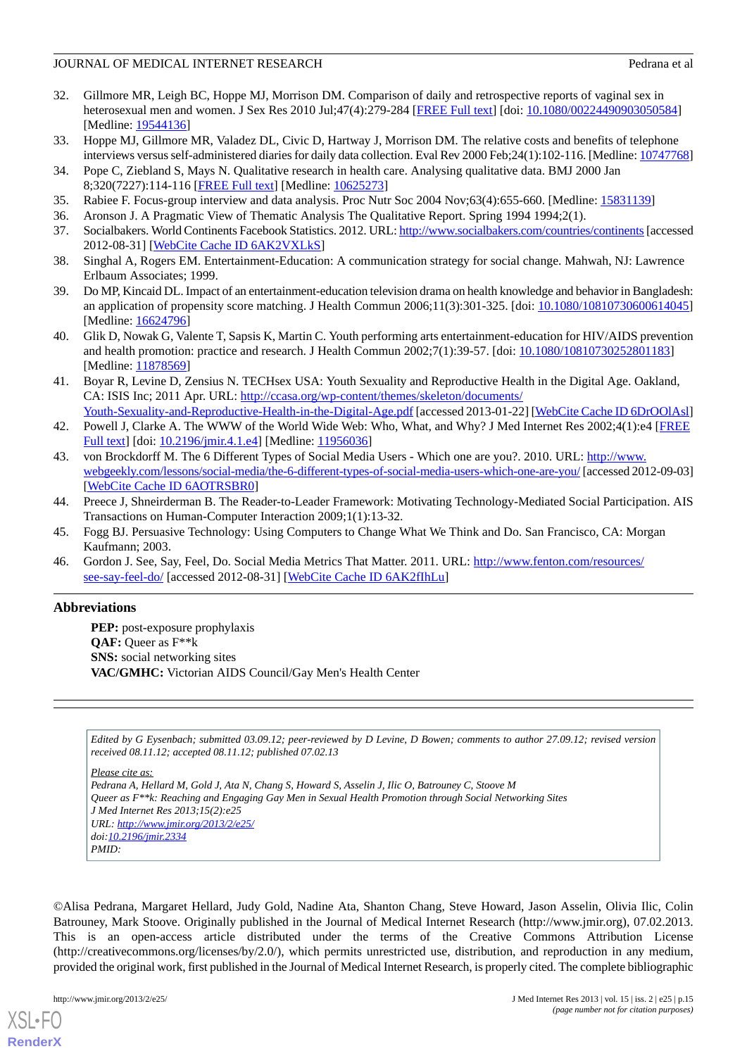32. Gillmore MR, Leigh BC, Hoppe MJ, Morrison DM. Comparison of daily and retrospective reports of vaginal sex in heterosexual men and women. J Sex Res 2010 Jul;47(4):279-284 [FREE Full text] [doi: 10.1080/00224490903050584] [Medline: 19544136]
33. Hoppe MJ, Gillmore MR, Valadez DL, Civic D, Hartway J, Morrison DM. The relative costs and benefits of telephone interviews versus self-administered diaries for daily data collection. Eval Rev 2000 Feb;24(1):102-116. [Medline: 10747768]
34. Pope C, Ziebland S, Mays N. Qualitative research in health care. Analysing qualitative data. BMJ 2000 Jan 8;320(7227):114-116 [FREE Full text] [Medline: 10625273]
35. Rabiee F. Focus-group interview and data analysis. Proc Nutr Soc 2004 Nov;63(4):655-660. [Medline: 15831139]
36. Aronson J. A Pragmatic View of Thematic Analysis The Qualitative Report. Spring 1994 1994;2(1).
37. Socialbakers. World Continents Facebook Statistics. 2012. URL: http://www.socialbakers.com/countries/continents [accessed 2012-08-31] [WebCite Cache ID 6AK2VXLkS]
38. Singhal A, Rogers EM. Entertainment-Education: A communication strategy for social change. Mahwah, NJ: Lawrence Erlbaum Associates; 1999.
39. Do MP, Kincaid DL. Impact of an entertainment-education television drama on health knowledge and behavior in Bangladesh: an application of propensity score matching. J Health Commun 2006;11(3):301-325. [doi: 10.1080/10810730600614045] [Medline: 16624796]
40. Glik D, Nowak G, Valente T, Sapsis K, Martin C. Youth performing arts entertainment-education for HIV/AIDS prevention and health promotion: practice and research. J Health Commun 2002;7(1):39-57. [doi: 10.1080/10810730252801183] [Medline: 11878569]
41. Boyar R, Levine D, Zensius N. TECHsex USA: Youth Sexuality and Reproductive Health in the Digital Age. Oakland, CA: ISIS Inc; 2011 Apr. URL: http://ccasa.org/wp-content/themes/skeleton/documents/Youth-Sexuality-and-Reproductive-Health-in-the-Digital-Age.pdf [accessed 2013-01-22] [WebCite Cache ID 6DrOOlAsl]
42. Powell J, Clarke A. The WWW of the World Wide Web: Who, What, and Why? J Med Internet Res 2002;4(1):e4 [FREE Full text] [doi: 10.2196/jmir.4.1.e4] [Medline: 11956036]
43. von Brockdorff M. The 6 Different Types of Social Media Users - Which one are you?. 2010. URL: http://www.webgeekly.com/lessons/social-media/the-6-different-types-of-social-media-users-which-one-are-you/ [accessed 2012-09-03] [WebCite Cache ID 6AOTRSBR0]
44. Preece J, Shneirderman B. The Reader-to-Leader Framework: Motivating Technology-Mediated Social Participation. AIS Transactions on Human-Computer Interaction 2009;1(1):13-32.
45. Fogg BJ. Persuasive Technology: Using Computers to Change What We Think and Do. San Francisco, CA: Morgan Kaufmann; 2003.
46. Gordon J. See, Say, Feel, Do. Social Media Metrics That Matter. 2011. URL: http://www.fenton.com/resources/see-say-feel-do/ [accessed 2012-08-31] [WebCite Cache ID 6AK2fIhLu]

## Abbreviations

**PEP:** post-exposure prophylaxis
**QAF:** Queer as F**k
**SNS:** social networking sites
**VAC/GMHC:** Victorian AIDS Council/Gay Men's Health Center

*Edited by G Eysenbach; submitted 03.09.12; peer-reviewed by D Levine, D Bowen; comments to author 27.09.12; revised version received 08.11.12; accepted 08.11.12; published 07.02.13*

*Please cite as:*
*Pedrana A, Hellard M, Gold J, Ata N, Chang S, Howard S, Asselin J, Ilic O, Batrouney C, Stoove M*
*Queer as F**k: Reaching and Engaging Gay Men in Sexual Health Promotion through Social Networking Sites*
*J Med Internet Res 2013;15(2):e25*
*URL: http://www.jmir.org/2013/2/e25/*
*doi:10.2196/jmir.2334*
*PMID:*

©Alisa Pedrana, Margaret Hellard, Judy Gold, Nadine Ata, Shanton Chang, Steve Howard, Jason Asselin, Olivia Ilic, Colin Batrouney, Mark Stoove. Originally published in the Journal of Medical Internet Research (http://www.jmir.org), 07.02.2013. This is an open-access article distributed under the terms of the Creative Commons Attribution License (http://creativecommons.org/licenses/by/2.0/), which permits unrestricted use, distribution, and reproduction in any medium, provided the original work, first published in the Journal of Medical Internet Research, is properly cited. The complete bibliographic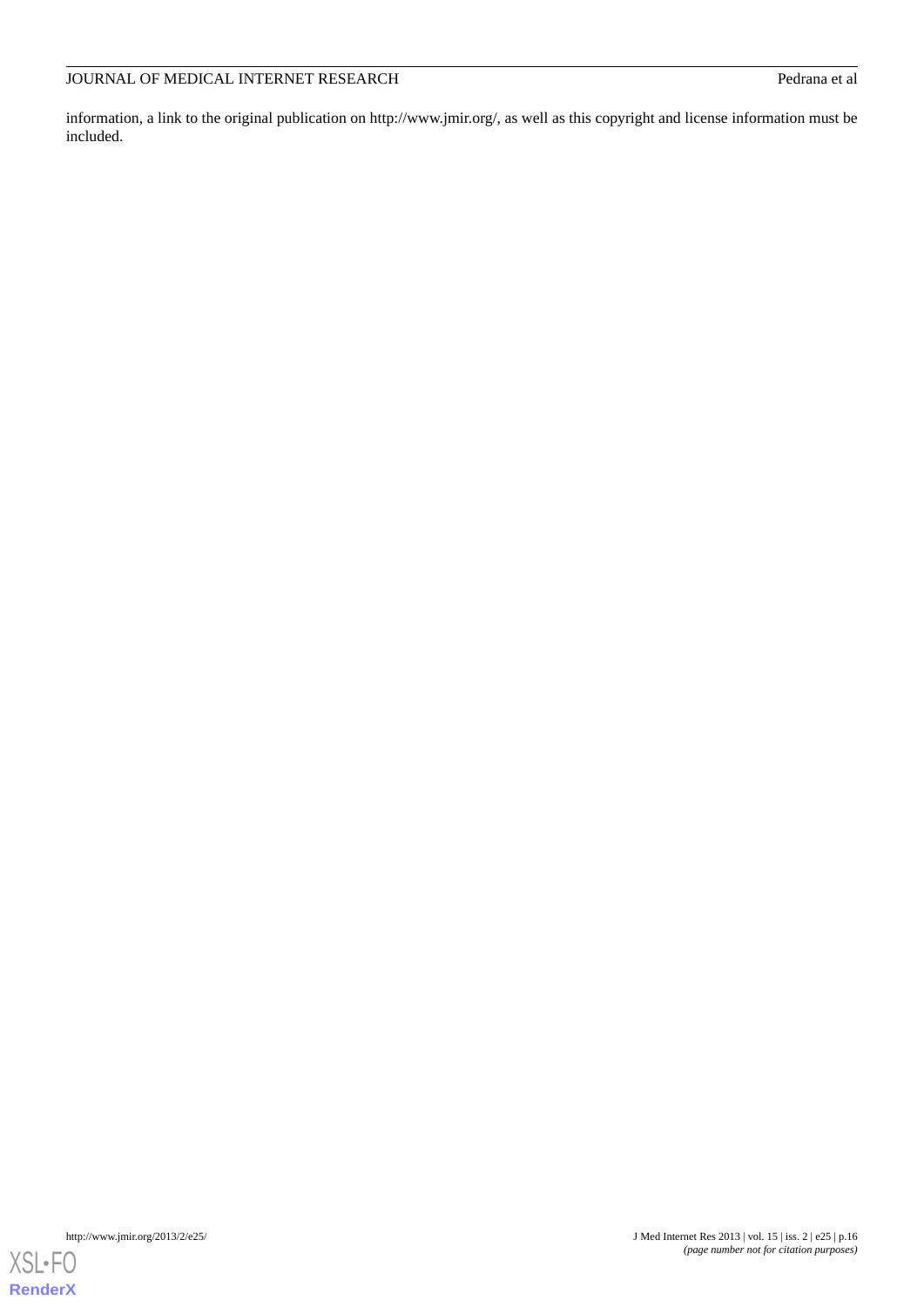information, a link to the original publication on http://www.jmir.org/, as well as this copyright and license information must be included.